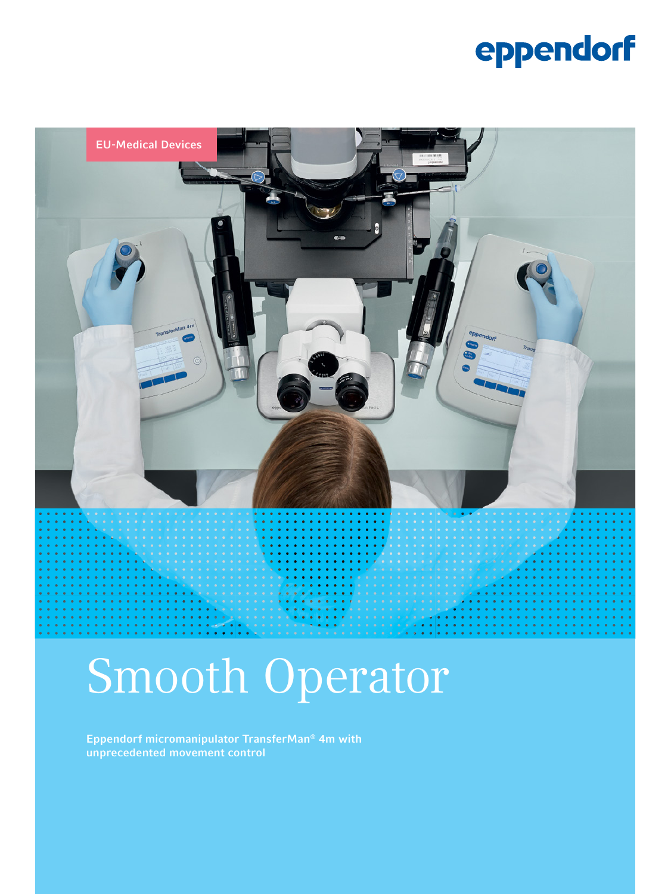eppendorf

EU-Medical Devices

# Smooth Operator

**Eppendorf micromanipulator TransferMan® 4m with unprecedented movement control**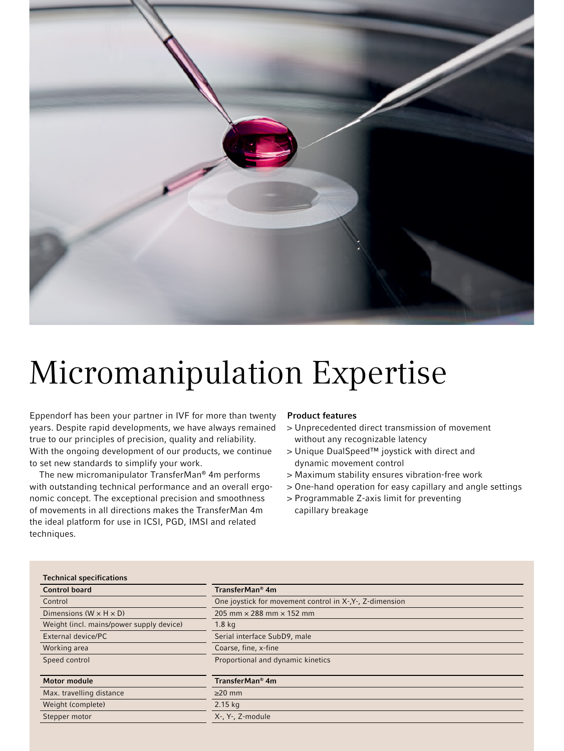# Micromanipulation Expertise

Eppendorf has been your partner in IVF for more than twenty years. Despite rapid developments, we have always remained true to our principles of precision, quality and reliability. With the ongoing development of our products, we continue to set new standards to simplify your work.

The new micromanipulator TransferMan® 4m performs with outstanding technical performance and an overall ergonomic concept. The exceptional precision and smoothness of movements in all directions makes the TransferMan 4m the ideal platform for use in ICSI, PGD, IMSI and related techniques.

**Product features**

> Unprecedented direct transmission of movement without any recognizable latency
> Unique DualSpeed™ joystick with direct and dynamic movement control
> Maximum stability ensures vibration-free work
> One-hand operation for easy capillary and angle settings
> Programmable Z-axis limit for preventing capillary breakage

**Technical specifications**

| Control board | TransferMan® 4m |
|---|---|
| Control | One joystick for movement control in X-,Y-, Z-dimension |
| Dimensions (W × H × D) | 205 mm × 288 mm × 152 mm |
| Weight (incl. mains/power supply device) | 1.8 kg |
| External device/PC | Serial interface SubD9, male |
| Working area | Coarse, fine, x-fine |
| Speed control | Proportional and dynamic kinetics |

| Motor module | TransferMan® 4m |
|---|---|
| Max. travelling distance | ≥20 mm |
| Weight (complete) | 2.15 kg |
| Stepper motor | X-, Y-, Z-module |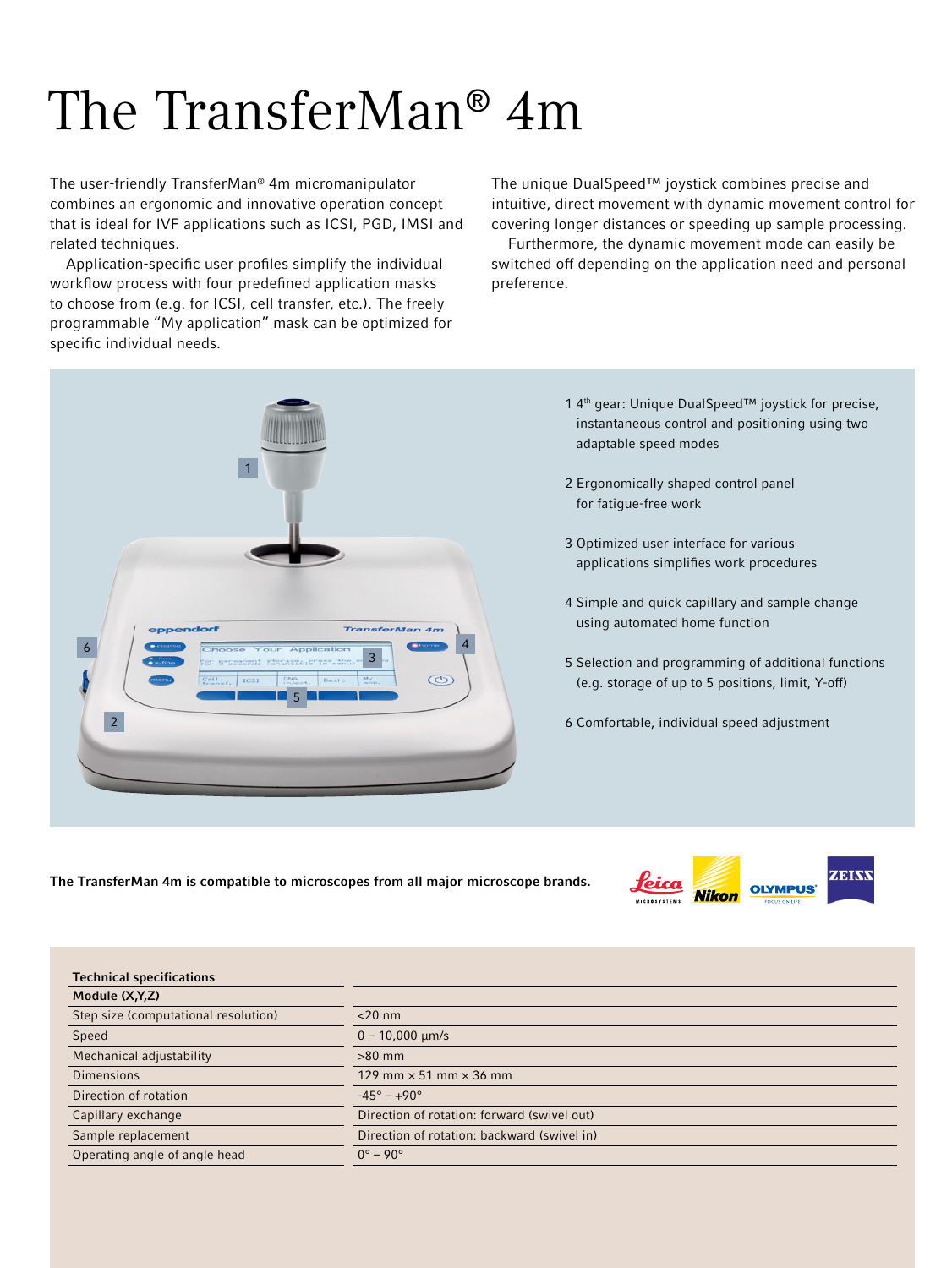# The TransferMan® 4m

The user-friendly TransferMan® 4m micromanipulator combines an ergonomic and innovative operation concept that is ideal for IVF applications such as ICSI, PGD, IMSI and related techniques.

Application-specific user profiles simplify the individual workflow process with four predefined application masks to choose from (e.g. for ICSI, cell transfer, etc.). The freely programmable "My application" mask can be optimized for specific individual needs.

The unique DualSpeed™ joystick combines precise and intuitive, direct movement with dynamic movement control for covering longer distances or speeding up sample processing.

Furthermore, the dynamic movement mode can easily be switched off depending on the application need and personal preference.

1 4th gear: Unique DualSpeed™ joystick for precise, instantaneous control and positioning using two adaptable speed modes

2 Ergonomically shaped control panel for fatigue-free work

3 Optimized user interface for various applications simplifies work procedures

4 Simple and quick capillary and sample change using automated home function

5 Selection and programming of additional functions (e.g. storage of up to 5 positions, limit, Y-off)

6 Comfortable, individual speed adjustment

**The TransferMan 4m is compatible to microscopes from all major microscope brands.**

| Technical specifications | |
|---|---|
| **Module (X,Y,Z)** | |
| Step size (computational resolution) | <20 nm |
| Speed | 0 – 10,000 µm/s |
| Mechanical adjustability | >80 mm |
| Dimensions | 129 mm × 51 mm × 36 mm |
| Direction of rotation | -45° – +90° |
| Capillary exchange | Direction of rotation: forward (swivel out) |
| Sample replacement | Direction of rotation: backward (swivel in) |
| Operating angle of angle head | 0° – 90° |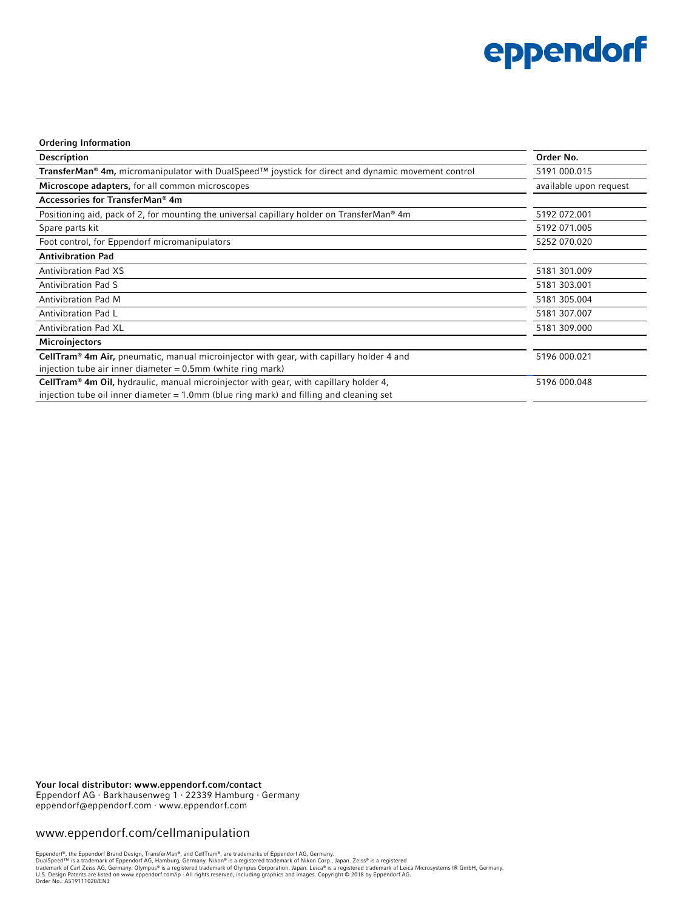## Ordering Information

| Description | Order No. |
|---|---|
| **TransferMan® 4m,** micromanipulator with DualSpeed™ joystick for direct and dynamic movement control | 5191 000.015 |
| **Microscope adapters,** for all common microscopes | available upon request |
| **Accessories for TransferMan® 4m** | |
| Positioning aid, pack of 2, for mounting the universal capillary holder on TransferMan® 4m | 5192 072.001 |
| Spare parts kit | 5192 071.005 |
| Foot control, for Eppendorf micromanipulators | 5252 070.020 |
| **Antivibration Pad** | |
| Antivibration Pad XS | 5181 301.009 |
| Antivibration Pad S | 5181 303.001 |
| Antivibration Pad M | 5181 305.004 |
| Antivibration Pad L | 5181 307.007 |
| Antivibration Pad XL | 5181 309.000 |
| **Microinjectors** | |
| **CellTram® 4m Air,** pneumatic, manual microinjector with gear, with capillary holder 4 and injection tube air inner diameter = 0.5mm (white ring mark) | 5196 000.021 |
| **CellTram® 4m Oil,** hydraulic, manual microinjector with gear, with capillary holder 4, injection tube oil inner diameter = 1.0mm (blue ring mark) and filling and cleaning set | 5196 000.048 |

**Your local distributor: www.eppendorf.com/contact**
Eppendorf AG · Barkhausenweg 1 · 22339 Hamburg · Germany
eppendorf@eppendorf.com · www.eppendorf.com

www.eppendorf.com/cellmanipulation

Eppendorf®, the Eppendorf Brand Design, TransferMan®, and CellTram®, are trademarks of Eppendorf AG, Germany.
DualSpeed™ is a trademark of Eppendorf AG, Hamburg, Germany. Nikon® is a registered trademark of Nikon Corp., Japan. Zeiss® is a registered trademark of Carl Zeiss AG, Germany. Olympus® is a registered trademark of Olympus Corporation, Japan. Leica® is a registered trademark of Leica Microsystems IR GmbH, Germany.
U.S. Design Patents are listed on www.eppendorf.com/ip · All rights reserved, including graphics and images. Copyright © 2018 by Eppendorf AG.
Order No.: A519111020/EN3